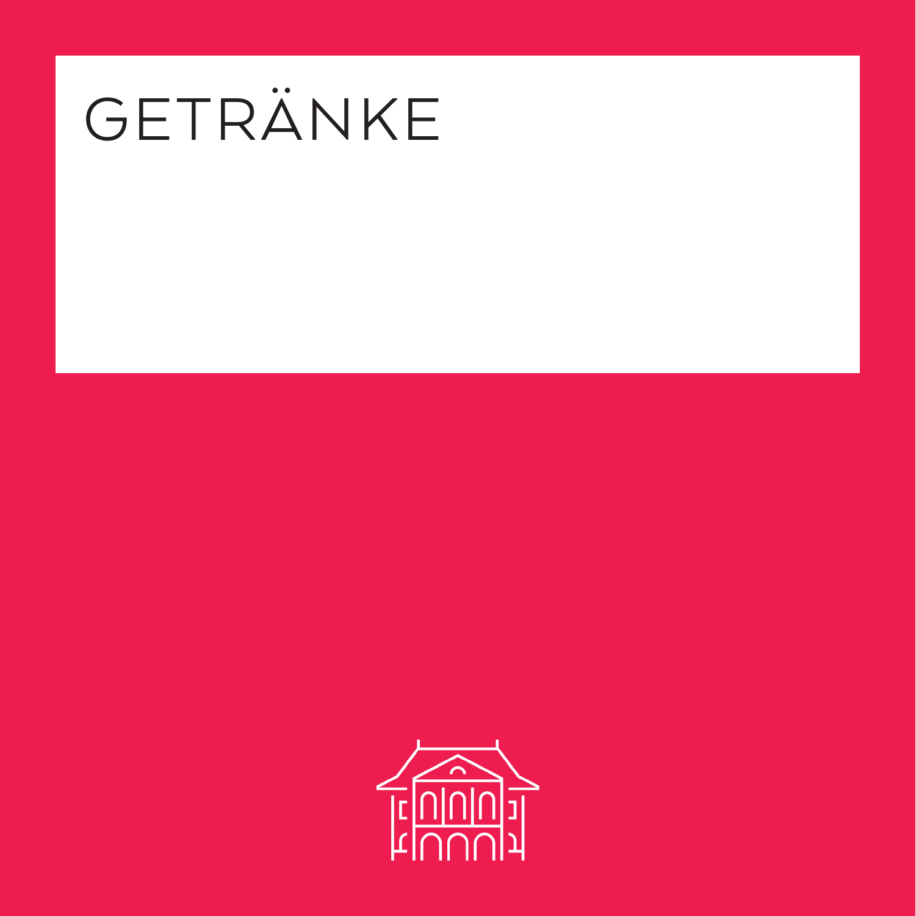# GETRÄNKE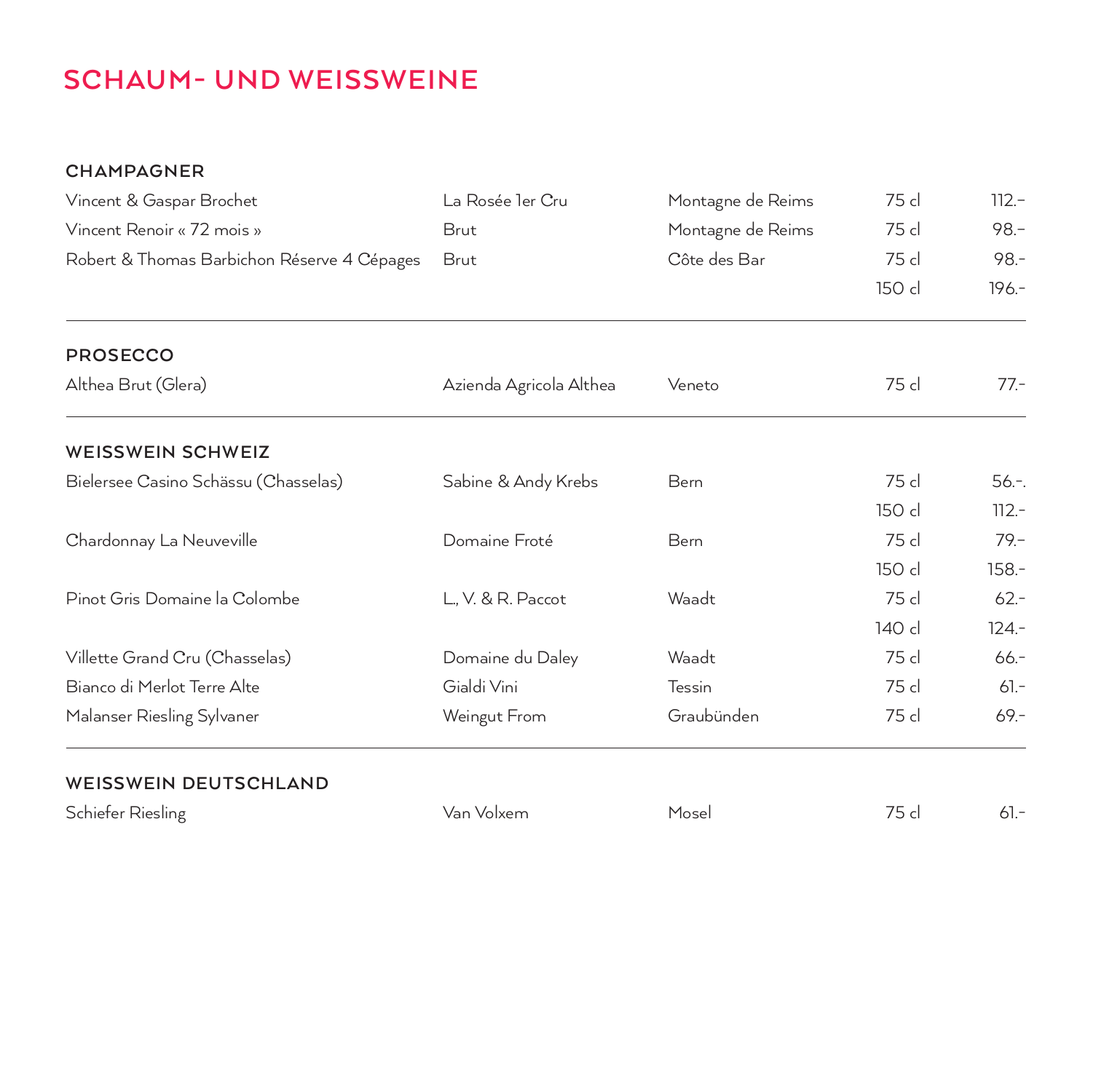# SCHAUM- UND WEISSWEINE

## CHAMPAGNER

| | | | | |
|---|---|---|---|---|
| Vincent & Gaspar Brochet | La Rosée 1er Cru | Montagne de Reims | 75 cl | 112.– |
| Vincent Renoir « 72 mois » | Brut | Montagne de Reims | 75 cl | 98.– |
| Robert & Thomas Barbichon Réserve 4 Cépages | Brut | Côte des Bar | 75 cl | 98.- |
| | | | 150 cl | 196.- |

## PROSECCO

| | | | | |
|---|---|---|---|---|
| Althea Brut (Glera) | Azienda Agricola Althea | Veneto | 75 cl | 77.- |

## WEISSWEIN SCHWEIZ

| | | | | |
|---|---|---|---|---|
| Bielersee Casino Schässu (Chasselas) | Sabine & Andy Krebs | Bern | 75 cl | 56.-. |
| | | | 150 cl | 112.- |
| Chardonnay La Neuveville | Domaine Froté | Bern | 75 cl | 79.– |
| | | | 150 cl | 158.- |
| Pinot Gris Domaine la Colombe | L., V. & R. Paccot | Waadt | 75 cl | 62.- |
| | | | 140 cl | 124.- |
| Villette Grand Cru (Chasselas) | Domaine du Daley | Waadt | 75 cl | 66.- |
| Bianco di Merlot Terre Alte | Gialdi Vini | Tessin | 75 cl | 61.- |
| Malanser Riesling Sylvaner | Weingut From | Graubünden | 75 cl | 69.- |

## WEISSWEIN DEUTSCHLAND

| | | | | |
|---|---|---|---|---|
| Schiefer Riesling | Van Volxem | Mosel | 75 cl | 61.- |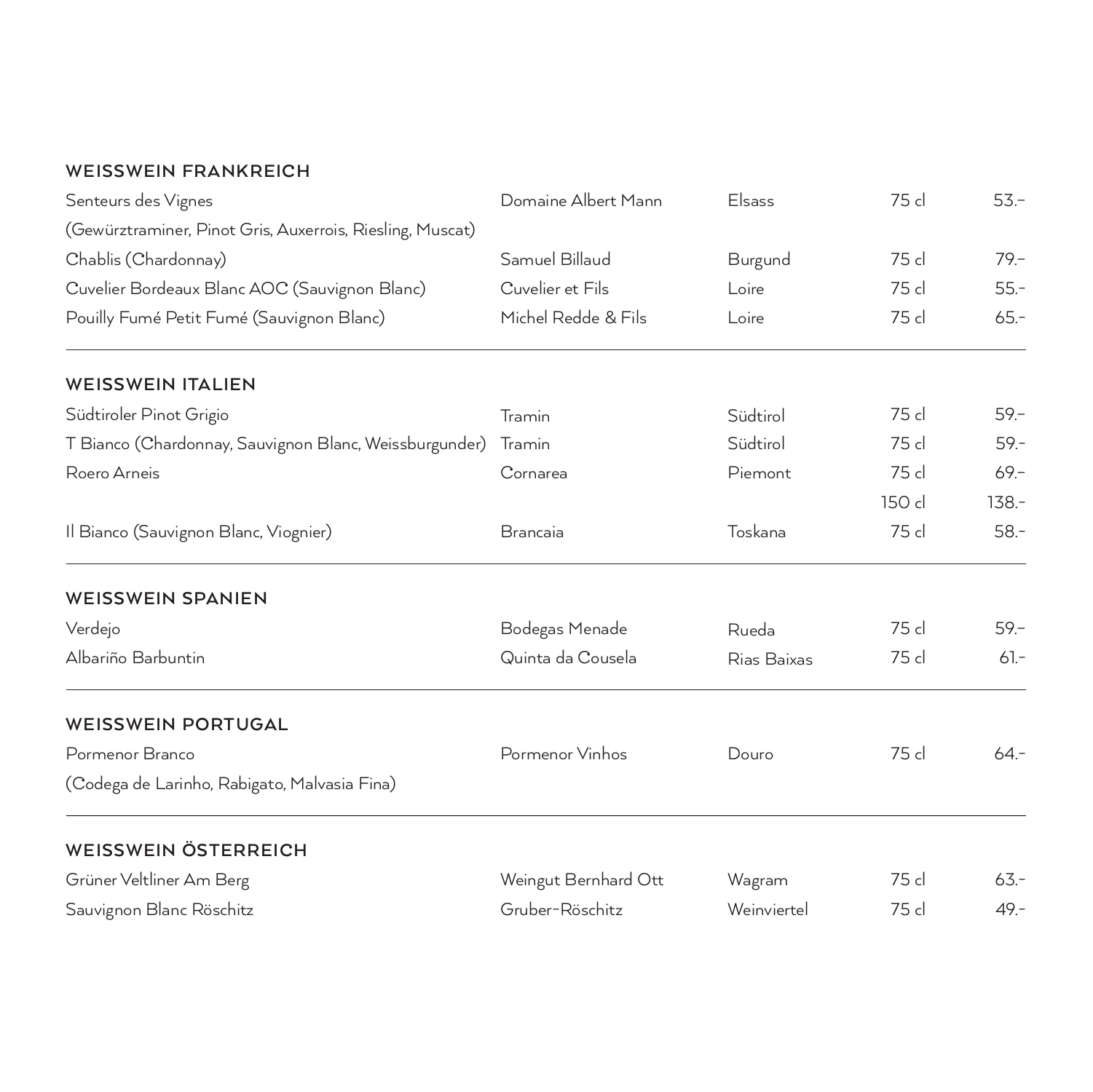## WEISSWEIN FRANKREICH

| | | | | |
|---|---|---|---|---|
| Senteurs des Vignes (Gewürztraminer, Pinot Gris, Auxerrois, Riesling, Muscat) | Domaine Albert Mann | Elsass | 75 cl | 53.– |
| Chablis (Chardonnay) | Samuel Billaud | Burgund | 75 cl | 79.– |
| Cuvelier Bordeaux Blanc AOC (Sauvignon Blanc) | Cuvelier et Fils | Loire | 75 cl | 55.- |
| Pouilly Fumé Petit Fumé (Sauvignon Blanc) | Michel Redde & Fils | Loire | 75 cl | 65.- |

## WEISSWEIN ITALIEN

| | | | | |
|---|---|---|---|---|
| Südtiroler Pinot Grigio | Tramin | Südtirol | 75 cl | 59.– |
| T Bianco (Chardonnay, Sauvignon Blanc, Weissburgunder) | Tramin | Südtirol | 75 cl | 59.- |
| Roero Arneis | Cornarea | Piemont | 75 cl | 69.– |
| | | | 150 cl | 138.- |
| Il Bianco (Sauvignon Blanc, Viognier) | Brancaia | Toskana | 75 cl | 58.- |

## WEISSWEIN SPANIEN

| | | | | |
|---|---|---|---|---|
| Verdejo | Bodegas Menade | Rueda | 75 cl | 59.– |
| Albariño Barbuntin | Quinta da Cousela | Rias Baixas | 75 cl | 61.- |

## WEISSWEIN PORTUGAL

| | | | | |
|---|---|---|---|---|
| Pormenor Branco (Codega de Larinho, Rabigato, Malvasia Fina) | Pormenor Vinhos | Douro | 75 cl | 64.- |

## WEISSWEIN ÖSTERREICH

| | | | | |
|---|---|---|---|---|
| Grüner Veltliner Am Berg | Weingut Bernhard Ott | Wagram | 75 cl | 63.- |
| Sauvignon Blanc Röschitz | Gruber-Röschitz | Weinviertel | 75 cl | 49.- |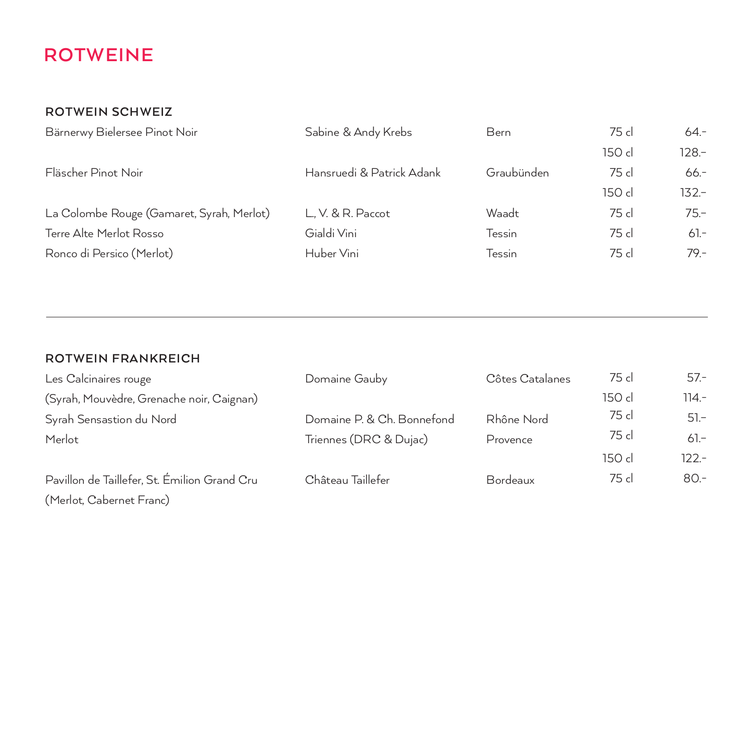# ROTWEINE

## ROTWEIN SCHWEIZ

| Wein | Produzent | Region | Menge | Preis |
|---|---|---|---|---|
| Bärnerwy Bielersee Pinot Noir | Sabine & Andy Krebs | Bern | 75 cl | 64.- |
| | | | 150 cl | 128.- |
| Fläscher Pinot Noir | Hansruedi & Patrick Adank | Graubünden | 75 cl | 66.- |
| | | | 150 cl | 132.- |
| La Colombe Rouge (Gamaret, Syrah, Merlot) | L., V. & R. Paccot | Waadt | 75 cl | 75.- |
| Terre Alte Merlot Rosso | Gialdi Vini | Tessin | 75 cl | 61.- |
| Ronco di Persico (Merlot) | Huber Vini | Tessin | 75 cl | 79.- |

---

## ROTWEIN FRANKREICH

| Wein | Produzent | Region | Menge | Preis |
|---|---|---|---|---|
| Les Calcinaires rouge (Syrah, Mouvèdre, Grenache noir, Caignan) | Domaine Gauby | Côtes Catalanes | 75 cl | 57.- |
| | | | 150 cl | 114.- |
| Syrah Sensastion du Nord | Domaine P. & Ch. Bonnefond | Rhône Nord | 75 cl | 51.- |
| Merlot | Triennes (DRC & Dujac) | Provence | 75 cl | 61.- |
| | | | 150 cl | 122.- |
| Pavillon de Taillefer, St. Émilion Grand Cru (Merlot, Cabernet Franc) | Château Taillefer | Bordeaux | 75 cl | 80.- |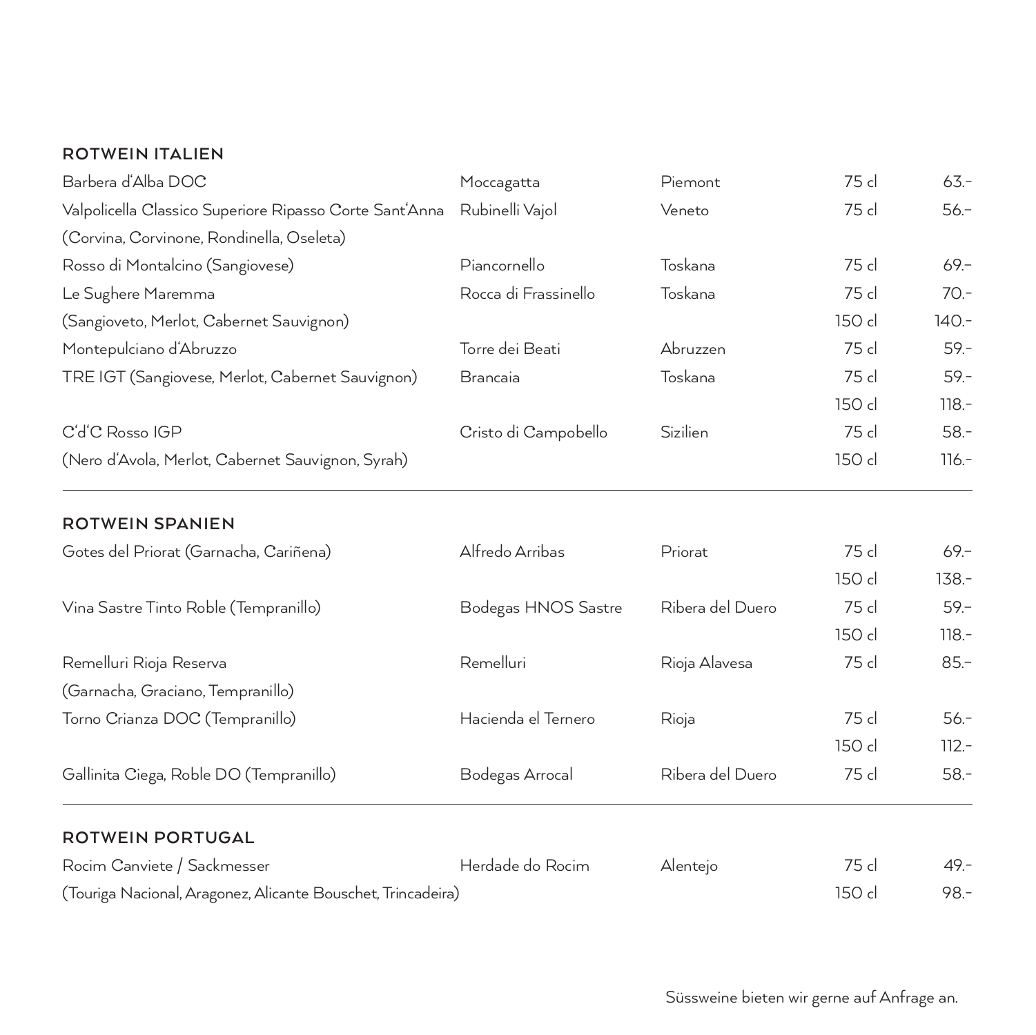## ROTWEIN ITALIEN

| | | | | |
|---|---|---|---|---|
| Barbera d'Alba DOC | Moccagatta | Piemont | 75 cl | 63.- |
| Valpolicella Classico Superiore Ripasso Corte Sant'Anna | Rubinelli Vajol | Veneto | 75 cl | 56.- |
| (Corvina, Corvinone, Rondinella, Oseleta) | | | | |
| Rosso di Montalcino (Sangiovese) | Piancornello | Toskana | 75 cl | 69.- |
| Le Sughere Maremma | Rocca di Frassinello | Toskana | 75 cl | 70.- |
| (Sangioveto, Merlot, Cabernet Sauvignon) | | | 150 cl | 140.- |
| Montepulciano d'Abruzzo | Torre dei Beati | Abruzzen | 75 cl | 59.- |
| TRE IGT (Sangiovese, Merlot, Cabernet Sauvignon) | Brancaia | Toskana | 75 cl | 59.- |
| | | | 150 cl | 118.- |
| C'd'C Rosso IGP | Cristo di Campobello | Sizilien | 75 cl | 58.- |
| (Nero d'Avola, Merlot, Cabernet Sauvignon, Syrah) | | | 150 cl | 116.- |

## ROTWEIN SPANIEN

| | | | | |
|---|---|---|---|---|
| Gotes del Priorat (Garnacha, Cariñena) | Alfredo Arribas | Priorat | 75 cl | 69.- |
| | | | 150 cl | 138.- |
| Vina Sastre Tinto Roble (Tempranillo) | Bodegas HNOS Sastre | Ribera del Duero | 75 cl | 59.- |
| | | | 150 cl | 118.- |
| Remelluri Rioja Reserva | Remelluri | Rioja Alavesa | 75 cl | 85.- |
| (Garnacha, Graciano, Tempranillo) | | | | |
| Torno Crianza DOC (Tempranillo) | Hacienda el Ternero | Rioja | 75 cl | 56.- |
| | | | 150 cl | 112.- |
| Gallinita Ciega, Roble DO (Tempranillo) | Bodegas Arrocal | Ribera del Duero | 75 cl | 58.- |

## ROTWEIN PORTUGAL

| | | | | |
|---|---|---|---|---|
| Rocim Canviete / Sackmesser | Herdade do Rocim | Alentejo | 75 cl | 49.- |
| (Touriga Nacional, Aragonez, Alicante Bouschet, Trincadeira) | | | 150 cl | 98.- |

Süssweine bieten wir gerne auf Anfrage an.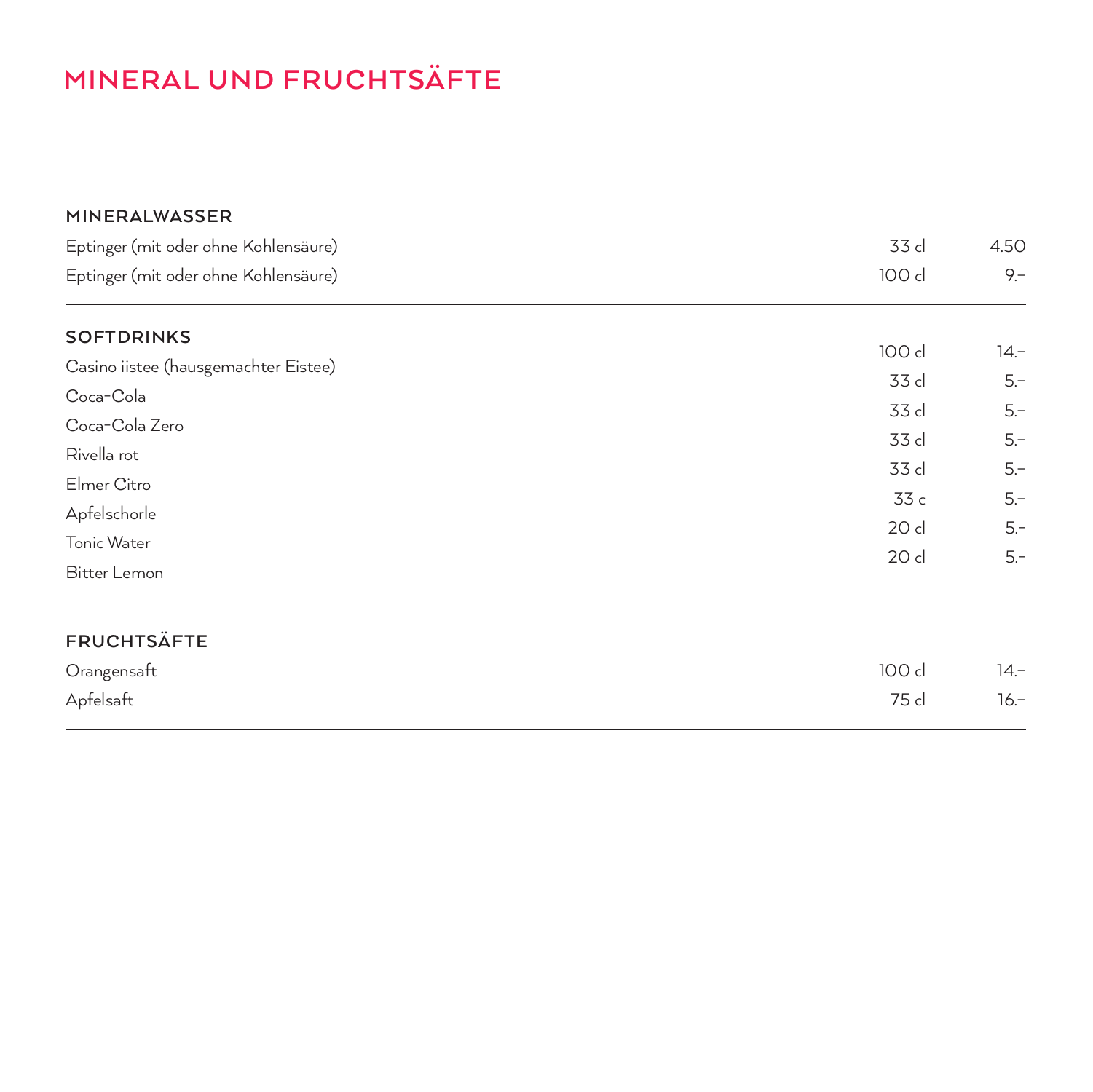# MINERAL UND FRUCHTSÄFTE

## MINERALWASSER

| | | |
|---|---|---|
| Eptinger (mit oder ohne Kohlensäure) | 33 cl | 4.50 |
| Eptinger (mit oder ohne Kohlensäure) | 100 cl | 9.– |

## SOFTDRINKS

| | | |
|---|---|---|
| Casino iistee (hausgemachter Eistee) | 100 cl | 14.– |
| Coca-Cola | 33 cl | 5.– |
| Coca-Cola Zero | 33 cl | 5.– |
| Rivella rot | 33 cl | 5.– |
| Elmer Citro | 33 cl | 5.– |
| Apfelschorle | 33 c | 5.– |
| Tonic Water | 20 cl | 5.- |
| Bitter Lemon | 20 cl | 5.- |

## FRUCHTSÄFTE

| | | |
|---|---|---|
| Orangensaft | 100 cl | 14.– |
| Apfelsaft | 75 cl | 16.– |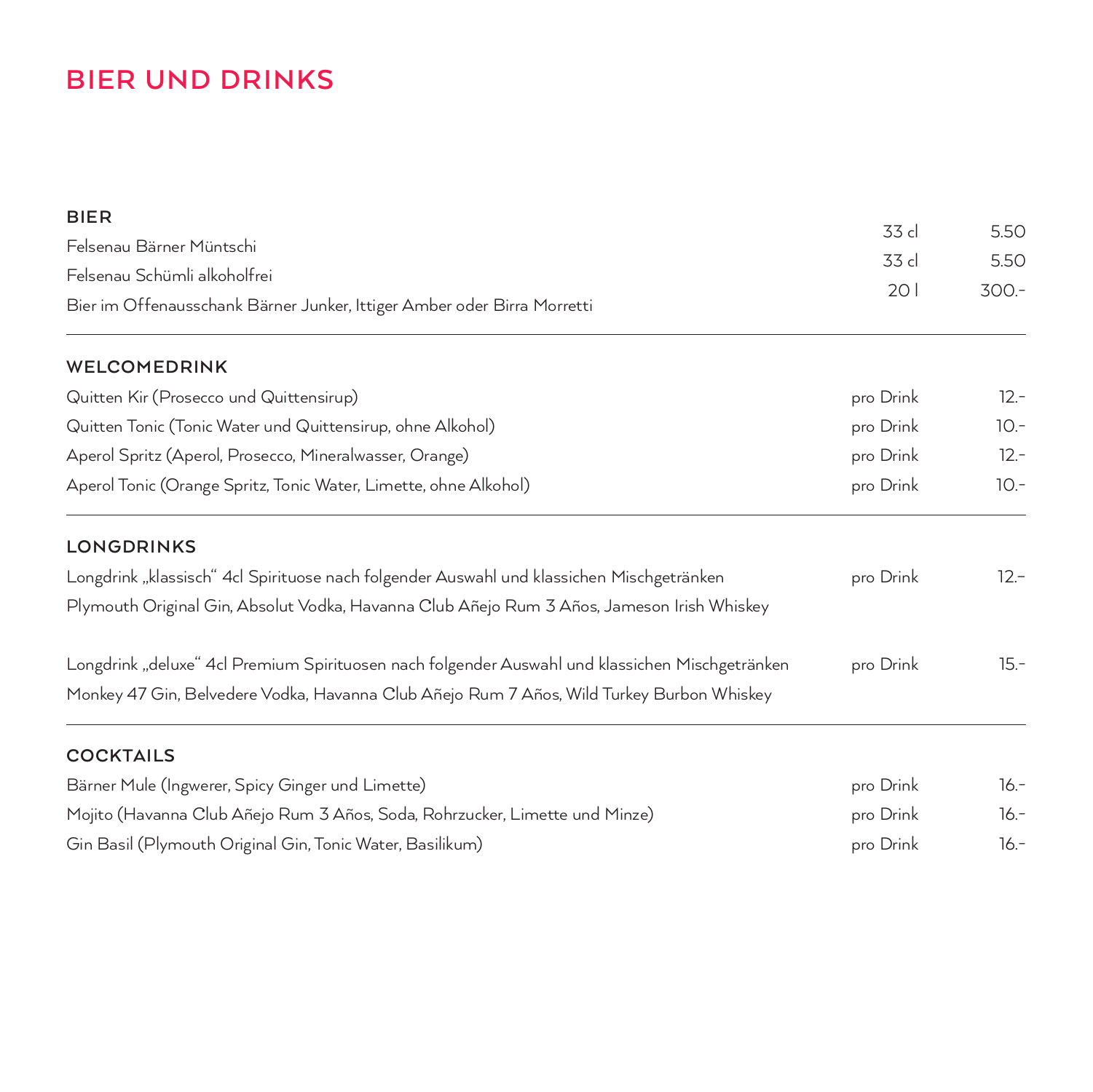# BIER UND DRINKS

## BIER

| | | |
|---|---|---|
| Felsenau Bärner Müntschi | 33 cl | 5.50 |
| Felsenau Schümli alkoholfrei | 33 cl | 5.50 |
| Bier im Offenausschank Bärner Junker, Ittiger Amber oder Birra Morretti | 20 l | 300.- |

## WELCOMEDRINK

| | | |
|---|---|---|
| Quitten Kir (Prosecco und Quittensirup) | pro Drink | 12.- |
| Quitten Tonic (Tonic Water und Quittensirup, ohne Alkohol) | pro Drink | 10.- |
| Aperol Spritz (Aperol, Prosecco, Mineralwasser, Orange) | pro Drink | 12.- |
| Aperol Tonic (Orange Spritz, Tonic Water, Limette, ohne Alkohol) | pro Drink | 10.- |

## LONGDRINKS

| | | |
|---|---|---|
| Longdrink „klassisch" 4cl Spirituose nach folgender Auswahl und klassichen Mischgetränken<br>Plymouth Original Gin, Absolut Vodka, Havanna Club Añejo Rum 3 Años, Jameson Irish Whiskey | pro Drink | 12.– |
| Longdrink „deluxe" 4cl Premium Spirituosen nach folgender Auswahl und klassichen Mischgetränken<br>Monkey 47 Gin, Belvedere Vodka, Havanna Club Añejo Rum 7 Años, Wild Turkey Burbon Whiskey | pro Drink | 15.- |

## COCKTAILS

| | | |
|---|---|---|
| Bärner Mule (Ingwerer, Spicy Ginger und Limette) | pro Drink | 16.- |
| Mojito (Havanna Club Añejo Rum 3 Años, Soda, Rohrzucker, Limette und Minze) | pro Drink | 16.- |
| Gin Basil (Plymouth Original Gin, Tonic Water, Basilikum) | pro Drink | 16.- |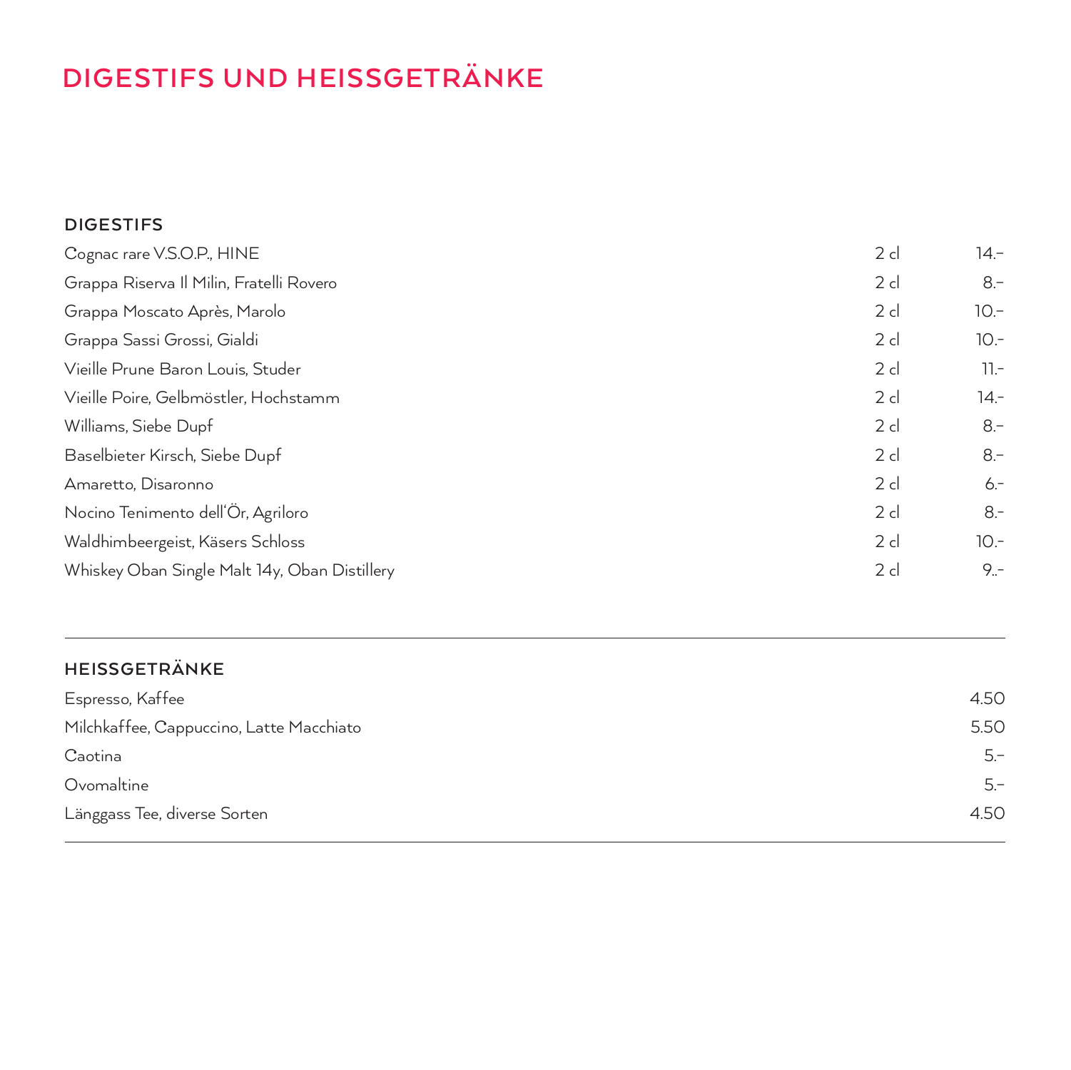# DIGESTIFS UND HEISSGETRÄNKE

## DIGESTIFS

| | | |
|---|---|---|
| Cognac rare V.S.O.P., HINE | 2 cl | 14.– |
| Grappa Riserva Il Milin, Fratelli Rovero | 2 cl | 8.– |
| Grappa Moscato Après, Marolo | 2 cl | 10.– |
| Grappa Sassi Grossi, Gialdi | 2 cl | 10.- |
| Vieille Prune Baron Louis, Studer | 2 cl | 11.- |
| Vieille Poire, Gelbmöstler, Hochstamm | 2 cl | 14.- |
| Williams, Siebe Dupf | 2 cl | 8.– |
| Baselbieter Kirsch, Siebe Dupf | 2 cl | 8.– |
| Amaretto, Disaronno | 2 cl | 6.- |
| Nocino Tenimento dell'Ör, Agriloro | 2 cl | 8.- |
| Waldhimbeergeist, Käsers Schloss | 2 cl | 10.- |
| Whiskey Oban Single Malt 14y, Oban Distillery | 2 cl | 9.- |

## HEISSGETRÄNKE

| | |
|---|---|
| Espresso, Kaffee | 4.50 |
| Milchkaffee, Cappuccino, Latte Macchiato | 5.50 |
| Caotina | 5.– |
| Ovomaltine | 5.– |
| Länggass Tee, diverse Sorten | 4.50 |